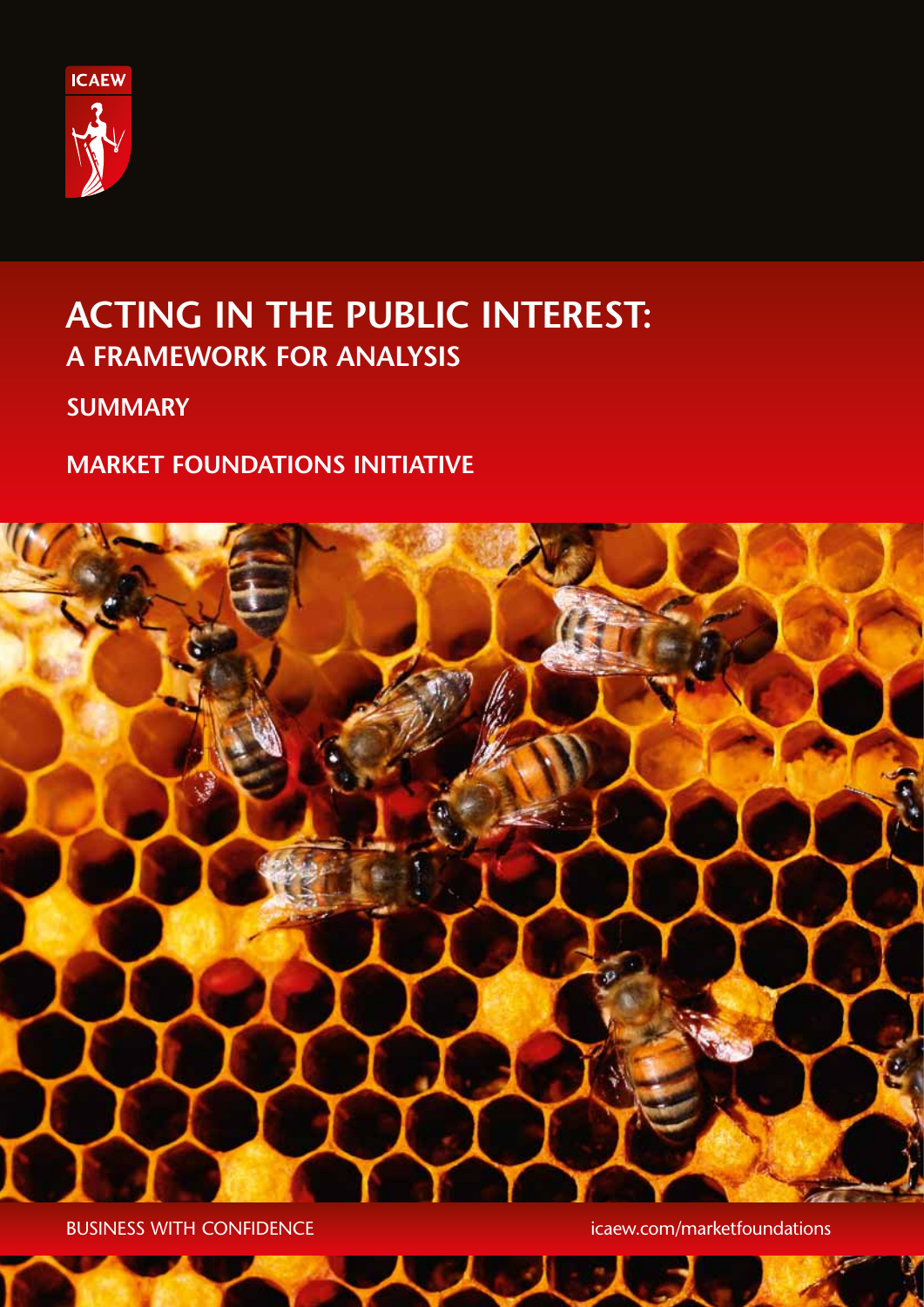ICAEW

# ACTING IN THE PUBLIC INTEREST:
## A FRAMEWORK FOR ANALYSIS

**SUMMARY**

**MARKET FOUNDATIONS INITIATIVE**

BUSINESS WITH CONFIDENCE

icaew.com/marketfoundations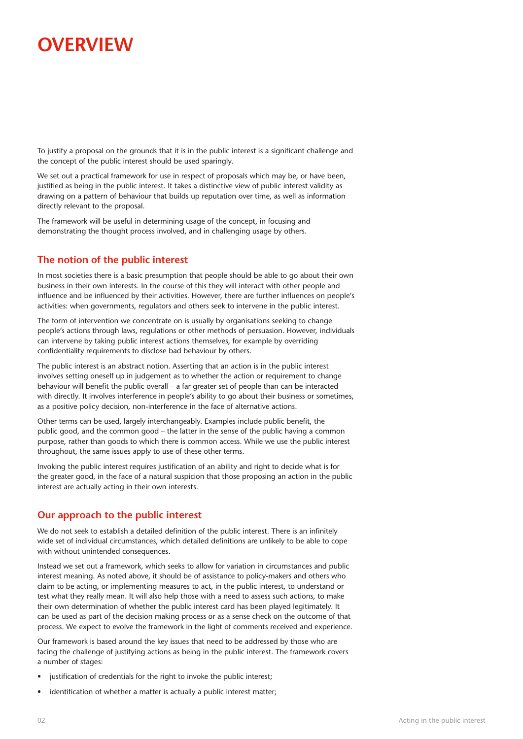# OVERVIEW

To justify a proposal on the grounds that it is in the public interest is a significant challenge and the concept of the public interest should be used sparingly.

We set out a practical framework for use in respect of proposals which may be, or have been, justified as being in the public interest. It takes a distinctive view of public interest validity as drawing on a pattern of behaviour that builds up reputation over time, as well as information directly relevant to the proposal.

The framework will be useful in determining usage of the concept, in focusing and demonstrating the thought process involved, and in challenging usage by others.

## The notion of the public interest

In most societies there is a basic presumption that people should be able to go about their own business in their own interests. In the course of this they will interact with other people and influence and be influenced by their activities. However, there are further influences on people's activities: when governments, regulators and others seek to intervene in the public interest.

The form of intervention we concentrate on is usually by organisations seeking to change people's actions through laws, regulations or other methods of persuasion. However, individuals can intervene by taking public interest actions themselves, for example by overriding confidentiality requirements to disclose bad behaviour by others.

The public interest is an abstract notion. Asserting that an action is in the public interest involves setting oneself up in judgement as to whether the action or requirement to change behaviour will benefit the public overall – a far greater set of people than can be interacted with directly. It involves interference in people's ability to go about their business or sometimes, as a positive policy decision, non-interference in the face of alternative actions.

Other terms can be used, largely interchangeably. Examples include public benefit, the public good, and the common good – the latter in the sense of the public having a common purpose, rather than goods to which there is common access. While we use the public interest throughout, the same issues apply to use of these other terms.

Invoking the public interest requires justification of an ability and right to decide what is for the greater good, in the face of a natural suspicion that those proposing an action in the public interest are actually acting in their own interests.

## Our approach to the public interest

We do not seek to establish a detailed definition of the public interest. There is an infinitely wide set of individual circumstances, which detailed definitions are unlikely to be able to cope with without unintended consequences.

Instead we set out a framework, which seeks to allow for variation in circumstances and public interest meaning. As noted above, it should be of assistance to policy-makers and others who claim to be acting, or implementing measures to act, in the public interest, to understand or test what they really mean. It will also help those with a need to assess such actions, to make their own determination of whether the public interest card has been played legitimately. It can be used as part of the decision making process or as a sense check on the outcome of that process. We expect to evolve the framework in the light of comments received and experience.

Our framework is based around the key issues that need to be addressed by those who are facing the challenge of justifying actions as being in the public interest. The framework covers a number of stages:

- justification of credentials for the right to invoke the public interest;
- identification of whether a matter is actually a public interest matter;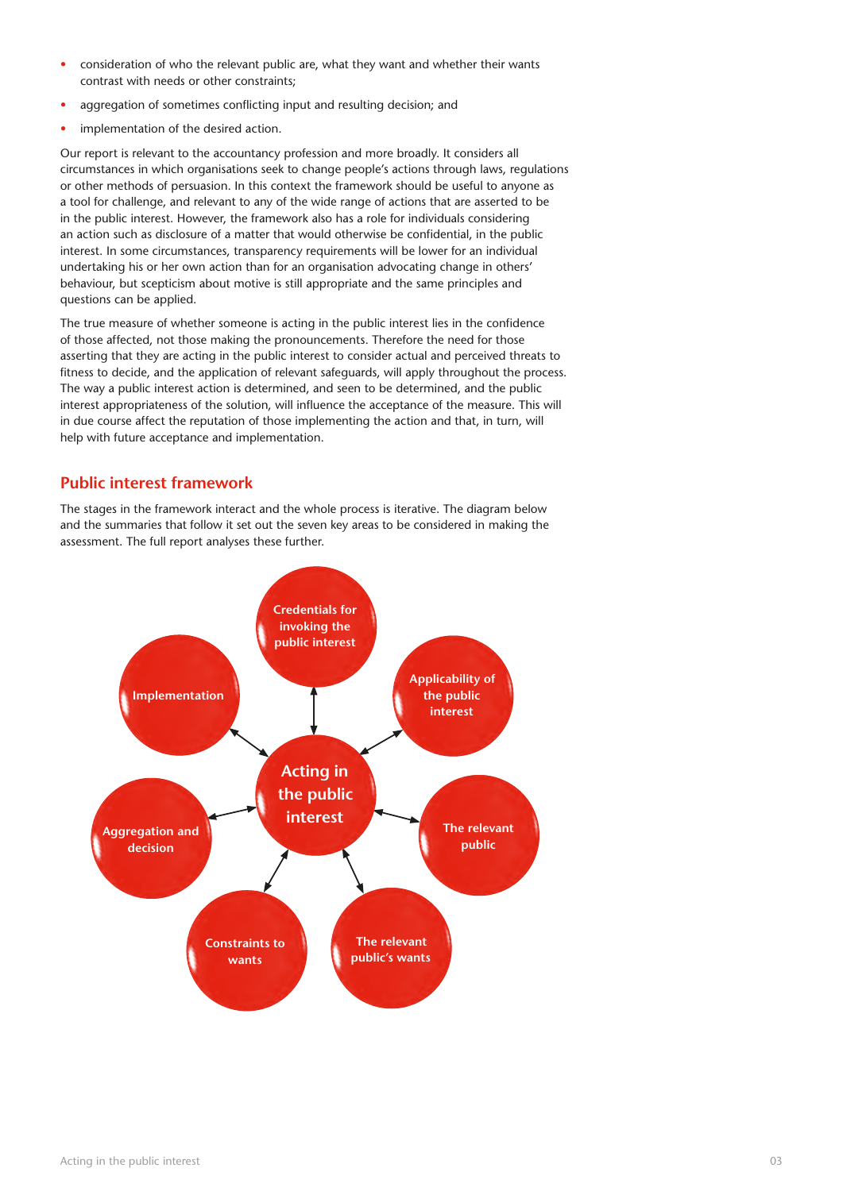- consideration of who the relevant public are, what they want and whether their wants contrast with needs or other constraints;
- aggregation of sometimes conflicting input and resulting decision; and
- implementation of the desired action.

Our report is relevant to the accountancy profession and more broadly. It considers all circumstances in which organisations seek to change people's actions through laws, regulations or other methods of persuasion. In this context the framework should be useful to anyone as a tool for challenge, and relevant to any of the wide range of actions that are asserted to be in the public interest. However, the framework also has a role for individuals considering an action such as disclosure of a matter that would otherwise be confidential, in the public interest. In some circumstances, transparency requirements will be lower for an individual undertaking his or her own action than for an organisation advocating change in others' behaviour, but scepticism about motive is still appropriate and the same principles and questions can be applied.

The true measure of whether someone is acting in the public interest lies in the confidence of those affected, not those making the pronouncements. Therefore the need for those asserting that they are acting in the public interest to consider actual and perceived threats to fitness to decide, and the application of relevant safeguards, will apply throughout the process. The way a public interest action is determined, and seen to be determined, and the public interest appropriateness of the solution, will influence the acceptance of the measure. This will in due course affect the reputation of those implementing the action and that, in turn, will help with future acceptance and implementation.

## Public interest framework

The stages in the framework interact and the whole process is iterative. The diagram below and the summaries that follow it set out the seven key areas to be considered in making the assessment. The full report analyses these further.

Acting in the public interest

- Credentials for invoking the public interest
- Applicability of the public interest
- The relevant public
- The relevant public's wants
- Constraints to wants
- Aggregation and decision
- Implementation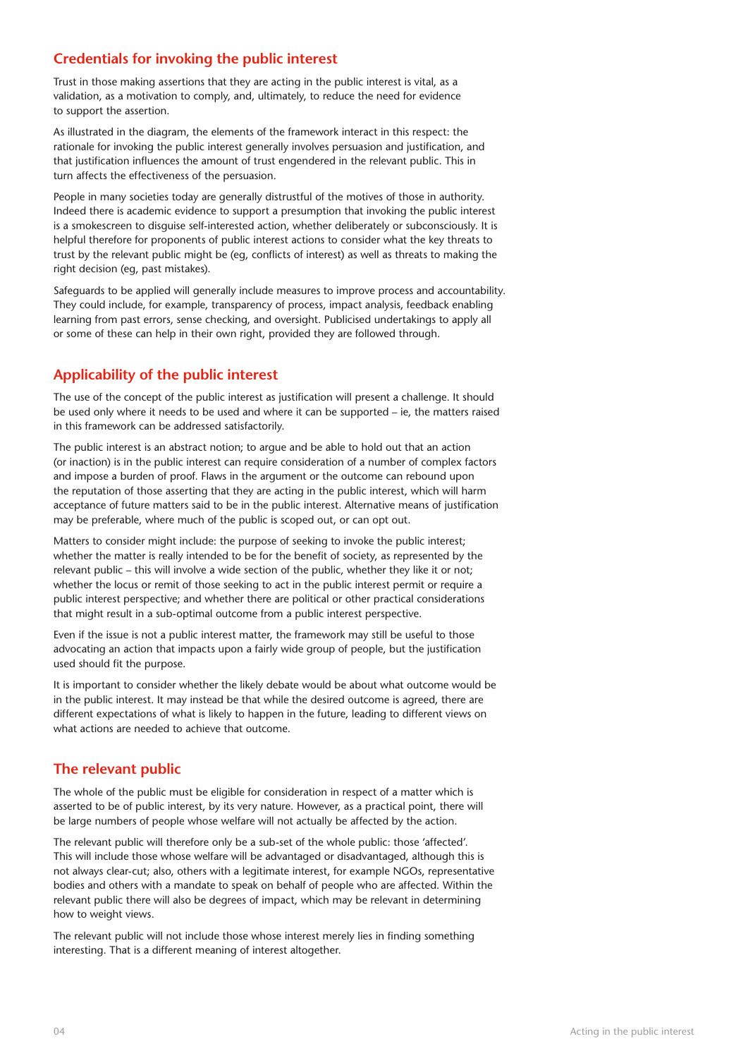## Credentials for invoking the public interest

Trust in those making assertions that they are acting in the public interest is vital, as a validation, as a motivation to comply, and, ultimately, to reduce the need for evidence to support the assertion.

As illustrated in the diagram, the elements of the framework interact in this respect: the rationale for invoking the public interest generally involves persuasion and justification, and that justification influences the amount of trust engendered in the relevant public. This in turn affects the effectiveness of the persuasion.

People in many societies today are generally distrustful of the motives of those in authority. Indeed there is academic evidence to support a presumption that invoking the public interest is a smokescreen to disguise self-interested action, whether deliberately or subconsciously. It is helpful therefore for proponents of public interest actions to consider what the key threats to trust by the relevant public might be (eg, conflicts of interest) as well as threats to making the right decision (eg, past mistakes).

Safeguards to be applied will generally include measures to improve process and accountability. They could include, for example, transparency of process, impact analysis, feedback enabling learning from past errors, sense checking, and oversight. Publicised undertakings to apply all or some of these can help in their own right, provided they are followed through.

## Applicability of the public interest

The use of the concept of the public interest as justification will present a challenge. It should be used only where it needs to be used and where it can be supported – ie, the matters raised in this framework can be addressed satisfactorily.

The public interest is an abstract notion; to argue and be able to hold out that an action (or inaction) is in the public interest can require consideration of a number of complex factors and impose a burden of proof. Flaws in the argument or the outcome can rebound upon the reputation of those asserting that they are acting in the public interest, which will harm acceptance of future matters said to be in the public interest. Alternative means of justification may be preferable, where much of the public is scoped out, or can opt out.

Matters to consider might include: the purpose of seeking to invoke the public interest; whether the matter is really intended to be for the benefit of society, as represented by the relevant public – this will involve a wide section of the public, whether they like it or not; whether the locus or remit of those seeking to act in the public interest permit or require a public interest perspective; and whether there are political or other practical considerations that might result in a sub-optimal outcome from a public interest perspective.

Even if the issue is not a public interest matter, the framework may still be useful to those advocating an action that impacts upon a fairly wide group of people, but the justification used should fit the purpose.

It is important to consider whether the likely debate would be about what outcome would be in the public interest. It may instead be that while the desired outcome is agreed, there are different expectations of what is likely to happen in the future, leading to different views on what actions are needed to achieve that outcome.

## The relevant public

The whole of the public must be eligible for consideration in respect of a matter which is asserted to be of public interest, by its very nature. However, as a practical point, there will be large numbers of people whose welfare will not actually be affected by the action.

The relevant public will therefore only be a sub-set of the whole public: those 'affected'. This will include those whose welfare will be advantaged or disadvantaged, although this is not always clear-cut; also, others with a legitimate interest, for example NGOs, representative bodies and others with a mandate to speak on behalf of people who are affected. Within the relevant public there will also be degrees of impact, which may be relevant in determining how to weight views.

The relevant public will not include those whose interest merely lies in finding something interesting. That is a different meaning of interest altogether.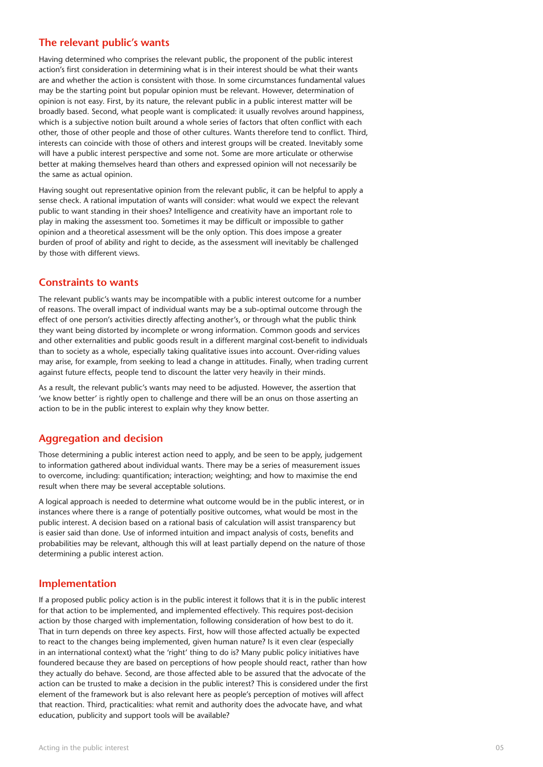## The relevant public's wants

Having determined who comprises the relevant public, the proponent of the public interest action's first consideration in determining what is in their interest should be what their wants are and whether the action is consistent with those. In some circumstances fundamental values may be the starting point but popular opinion must be relevant. However, determination of opinion is not easy. First, by its nature, the relevant public in a public interest matter will be broadly based. Second, what people want is complicated: it usually revolves around happiness, which is a subjective notion built around a whole series of factors that often conflict with each other, those of other people and those of other cultures. Wants therefore tend to conflict. Third, interests can coincide with those of others and interest groups will be created. Inevitably some will have a public interest perspective and some not. Some are more articulate or otherwise better at making themselves heard than others and expressed opinion will not necessarily be the same as actual opinion.

Having sought out representative opinion from the relevant public, it can be helpful to apply a sense check. A rational imputation of wants will consider: what would we expect the relevant public to want standing in their shoes? Intelligence and creativity have an important role to play in making the assessment too. Sometimes it may be difficult or impossible to gather opinion and a theoretical assessment will be the only option. This does impose a greater burden of proof of ability and right to decide, as the assessment will inevitably be challenged by those with different views.

## Constraints to wants

The relevant public's wants may be incompatible with a public interest outcome for a number of reasons. The overall impact of individual wants may be a sub-optimal outcome through the effect of one person's activities directly affecting another's, or through what the public think they want being distorted by incomplete or wrong information. Common goods and services and other externalities and public goods result in a different marginal cost-benefit to individuals than to society as a whole, especially taking qualitative issues into account. Over-riding values may arise, for example, from seeking to lead a change in attitudes. Finally, when trading current against future effects, people tend to discount the latter very heavily in their minds.

As a result, the relevant public's wants may need to be adjusted. However, the assertion that 'we know better' is rightly open to challenge and there will be an onus on those asserting an action to be in the public interest to explain why they know better.

## Aggregation and decision

Those determining a public interest action need to apply, and be seen to be apply, judgement to information gathered about individual wants. There may be a series of measurement issues to overcome, including: quantification; interaction; weighting; and how to maximise the end result when there may be several acceptable solutions.

A logical approach is needed to determine what outcome would be in the public interest, or in instances where there is a range of potentially positive outcomes, what would be most in the public interest. A decision based on a rational basis of calculation will assist transparency but is easier said than done. Use of informed intuition and impact analysis of costs, benefits and probabilities may be relevant, although this will at least partially depend on the nature of those determining a public interest action.

## Implementation

If a proposed public policy action is in the public interest it follows that it is in the public interest for that action to be implemented, and implemented effectively. This requires post-decision action by those charged with implementation, following consideration of how best to do it. That in turn depends on three key aspects. First, how will those affected actually be expected to react to the changes being implemented, given human nature? Is it even clear (especially in an international context) what the 'right' thing to do is? Many public policy initiatives have foundered because they are based on perceptions of how people should react, rather than how they actually do behave. Second, are those affected able to be assured that the advocate of the action can be trusted to make a decision in the public interest? This is considered under the first element of the framework but is also relevant here as people's perception of motives will affect that reaction. Third, practicalities: what remit and authority does the advocate have, and what education, publicity and support tools will be available?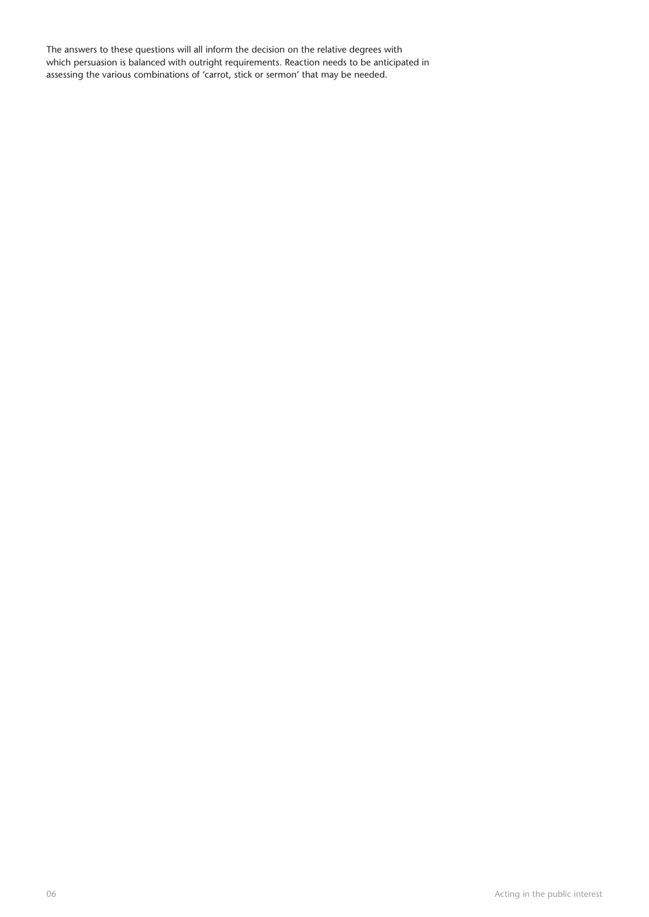The answers to these questions will all inform the decision on the relative degrees with which persuasion is balanced with outright requirements. Reaction needs to be anticipated in assessing the various combinations of 'carrot, stick or sermon' that may be needed.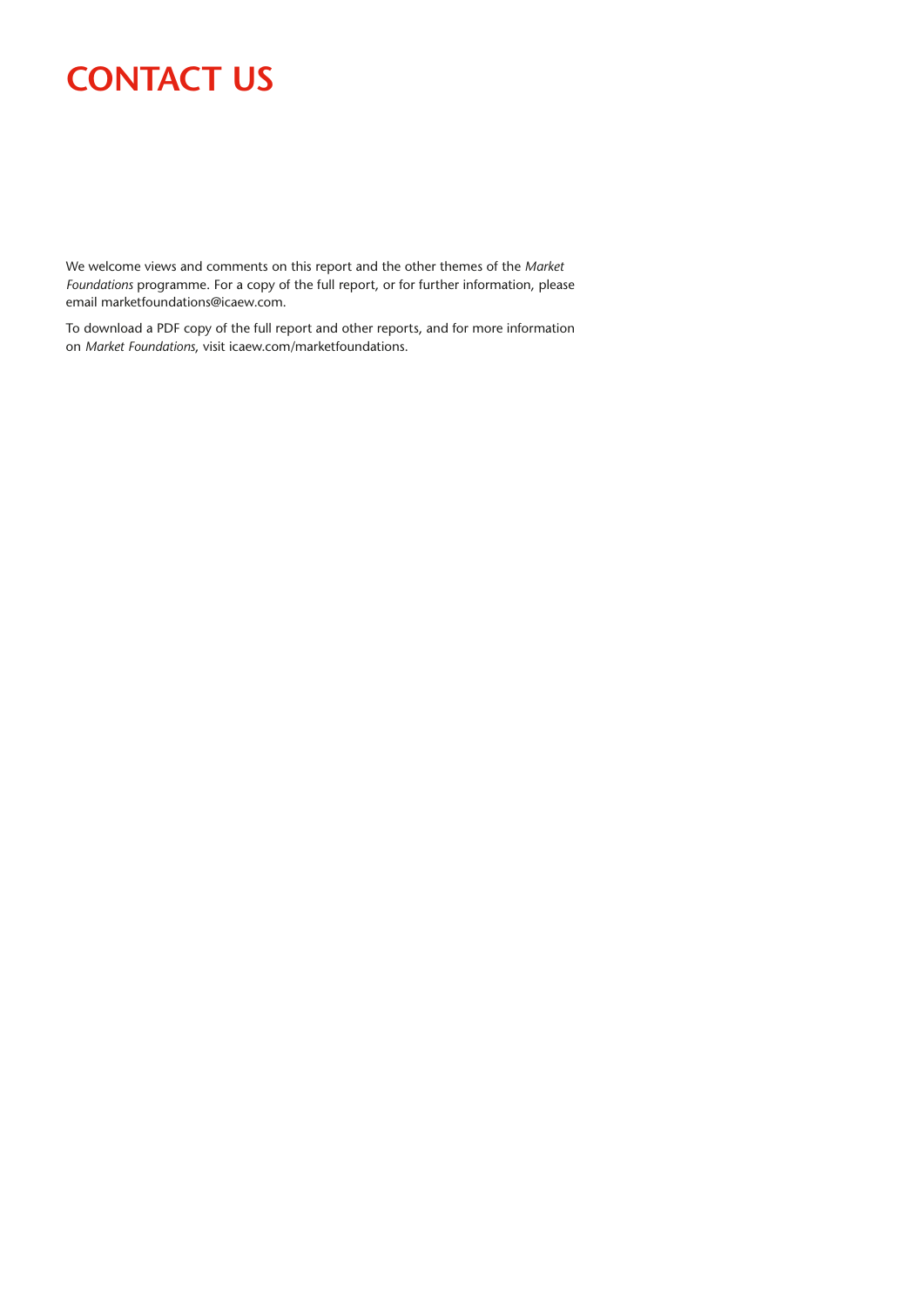# CONTACT US

We welcome views and comments on this report and the other themes of the *Market Foundations* programme. For a copy of the full report, or for further information, please email marketfoundations@icaew.com.

To download a PDF copy of the full report and other reports, and for more information on *Market Foundations*, visit icaew.com/marketfoundations.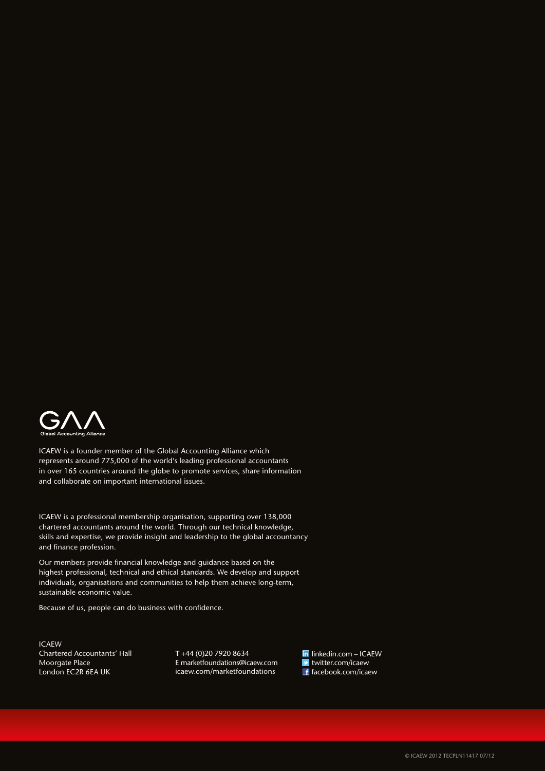GAA

Global Accounting Alliance

ICAEW is a founder member of the Global Accounting Alliance which represents around 775,000 of the world's leading professional accountants in over 165 countries around the globe to promote services, share information and collaborate on important international issues.

ICAEW is a professional membership organisation, supporting over 138,000 chartered accountants around the world. Through our technical knowledge, skills and expertise, we provide insight and leadership to the global accountancy and finance profession.

Our members provide financial knowledge and guidance based on the highest professional, technical and ethical standards. We develop and support individuals, organisations and communities to help them achieve long-term, sustainable economic value.

Because of us, people can do business with confidence.

ICAEW
Chartered Accountants' Hall
Moorgate Place
London EC2R 6EA UK

**T** +44 (0)20 7920 8634
E marketfoundations@icaew.com
icaew.com/marketfoundations

linkedin.com – ICAEW
twitter.com/icaew
facebook.com/icaew

© ICAEW 2012 TECPLN11417 07/12